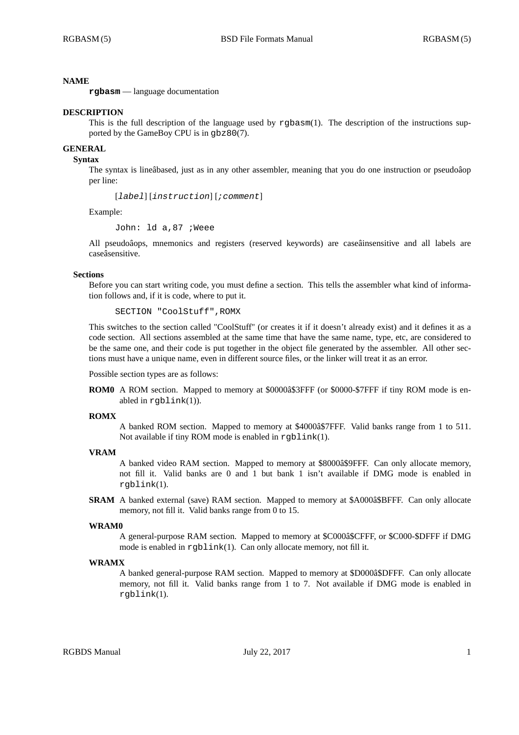# NAME

**rgbasm** — language documentation

# DESCRIPTION

This is the full description of the language used by `rgbasm`(1). The description of the instructions supported by the GameBoy CPU is in `gbz80`(7).

# GENERAL

## Syntax

The syntax is lineâbased, just as in any other assembler, meaning that you do one instruction or pseudoâop per line:

[*label*] [*instruction*] [*;comment*]

Example:

```
John: ld a,87 ;Weee
```

All pseudoâops, mnemonics and registers (reserved keywords) are caseâinsensitive and all labels are caseâsensitive.

## Sections

Before you can start writing code, you must define a section. This tells the assembler what kind of information follows and, if it is code, where to put it.

```
SECTION "CoolStuff",ROMX
```

This switches to the section called "CoolStuff" (or creates it if it doesn't already exist) and it defines it as a code section. All sections assembled at the same time that have the same name, type, etc, are considered to be the same one, and their code is put together in the object file generated by the assembler. All other sections must have a unique name, even in different source files, or the linker will treat it as an error.

Possible section types are as follows:

**ROM0** A ROM section. Mapped to memory at $0000â$3FFF (or $0000-$7FFF if tiny ROM mode is enabled in `rgblink`(1)).

**ROMX**
A banked ROM section. Mapped to memory at $4000â$7FFF. Valid banks range from 1 to 511. Not available if tiny ROM mode is enabled in `rgblink`(1).

**VRAM**
A banked video RAM section. Mapped to memory at $8000â$9FFF. Can only allocate memory, not fill it. Valid banks are 0 and 1 but bank 1 isn't available if DMG mode is enabled in `rgblink`(1).

**SRAM** A banked external (save) RAM section. Mapped to memory at $A000â$BFFF. Can only allocate memory, not fill it. Valid banks range from 0 to 15.

**WRAM0**
A general-purpose RAM section. Mapped to memory at $C000â$CFFF, or $C000-$DFFF if DMG mode is enabled in `rgblink`(1). Can only allocate memory, not fill it.

**WRAMX**
A banked general-purpose RAM section. Mapped to memory at $D000â$DFFF. Can only allocate memory, not fill it. Valid banks range from 1 to 7. Not available if DMG mode is enabled in `rgblink`(1).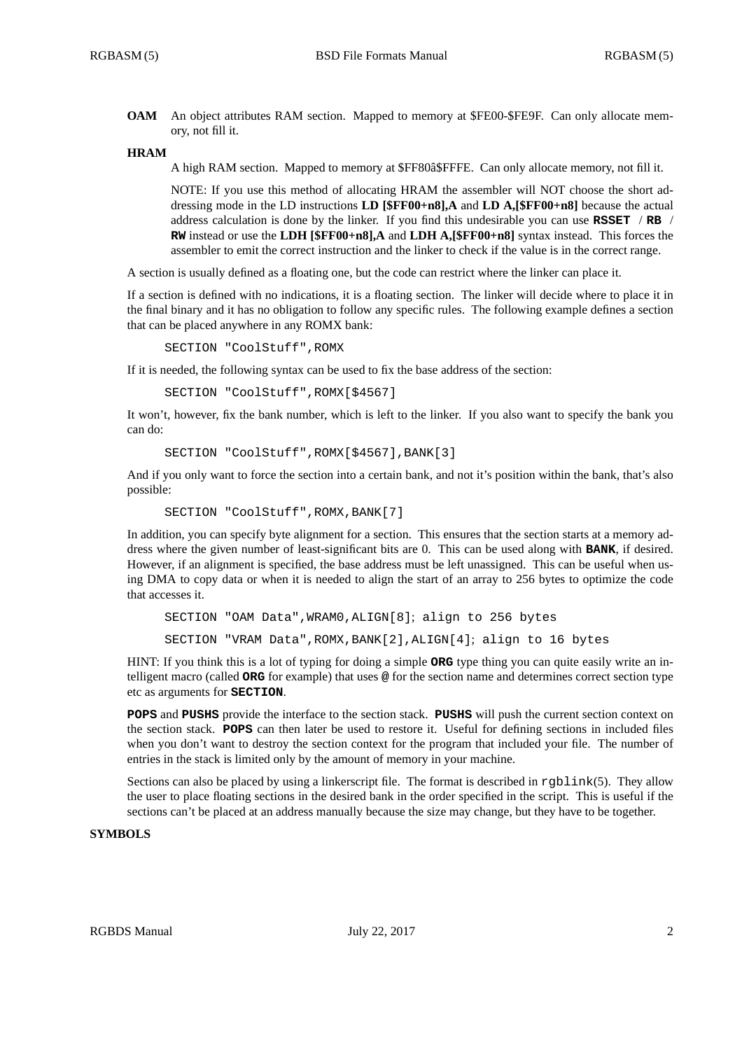**OAM** An object attributes RAM section. Mapped to memory at $FE00-$FE9F. Can only allocate memory, not fill it.

**HRAM**

A high RAM section. Mapped to memory at $FF80â$FFFE. Can only allocate memory, not fill it.

NOTE: If you use this method of allocating HRAM the assembler will NOT choose the short addressing mode in the LD instructions **LD [$FF00+n8],A** and **LD A,[$FF00+n8]** because the actual address calculation is done by the linker. If you find this undesirable you can use **RSSET** / **RB** / **RW** instead or use the **LDH [$FF00+n8],A** and **LDH A,[$FF00+n8]** syntax instead. This forces the assembler to emit the correct instruction and the linker to check if the value is in the correct range.

A section is usually defined as a floating one, but the code can restrict where the linker can place it.

If a section is defined with no indications, it is a floating section. The linker will decide where to place it in the final binary and it has no obligation to follow any specific rules. The following example defines a section that can be placed anywhere in any ROMX bank:

```
SECTION "CoolStuff",ROMX
```

If it is needed, the following syntax can be used to fix the base address of the section:

```
SECTION "CoolStuff",ROMX[$4567]
```

It won't, however, fix the bank number, which is left to the linker. If you also want to specify the bank you can do:

```
SECTION "CoolStuff",ROMX[$4567],BANK[3]
```

And if you only want to force the section into a certain bank, and not it's position within the bank, that's also possible:

```
SECTION "CoolStuff",ROMX,BANK[7]
```

In addition, you can specify byte alignment for a section. This ensures that the section starts at a memory address where the given number of least-significant bits are 0. This can be used along with **BANK**, if desired. However, if an alignment is specified, the base address must be left unassigned. This can be useful when using DMA to copy data or when it is needed to align the start of an array to 256 bytes to optimize the code that accesses it.

```
SECTION "OAM Data",WRAM0,ALIGN[8]; align to 256 bytes

SECTION "VRAM Data",ROMX,BANK[2],ALIGN[4]; align to 16 bytes
```

HINT: If you think this is a lot of typing for doing a simple **ORG** type thing you can quite easily write an intelligent macro (called **ORG** for example) that uses **@** for the section name and determines correct section type etc as arguments for **SECTION**.

**POPS** and **PUSHS** provide the interface to the section stack. **PUSHS** will push the current section context on the section stack. **POPS** can then later be used to restore it. Useful for defining sections in included files when you don't want to destroy the section context for the program that included your file. The number of entries in the stack is limited only by the amount of memory in your machine.

Sections can also be placed by using a linkerscript file. The format is described in rgblink(5). They allow the user to place floating sections in the desired bank in the order specified in the script. This is useful if the sections can't be placed at an address manually because the size may change, but they have to be together.

## SYMBOLS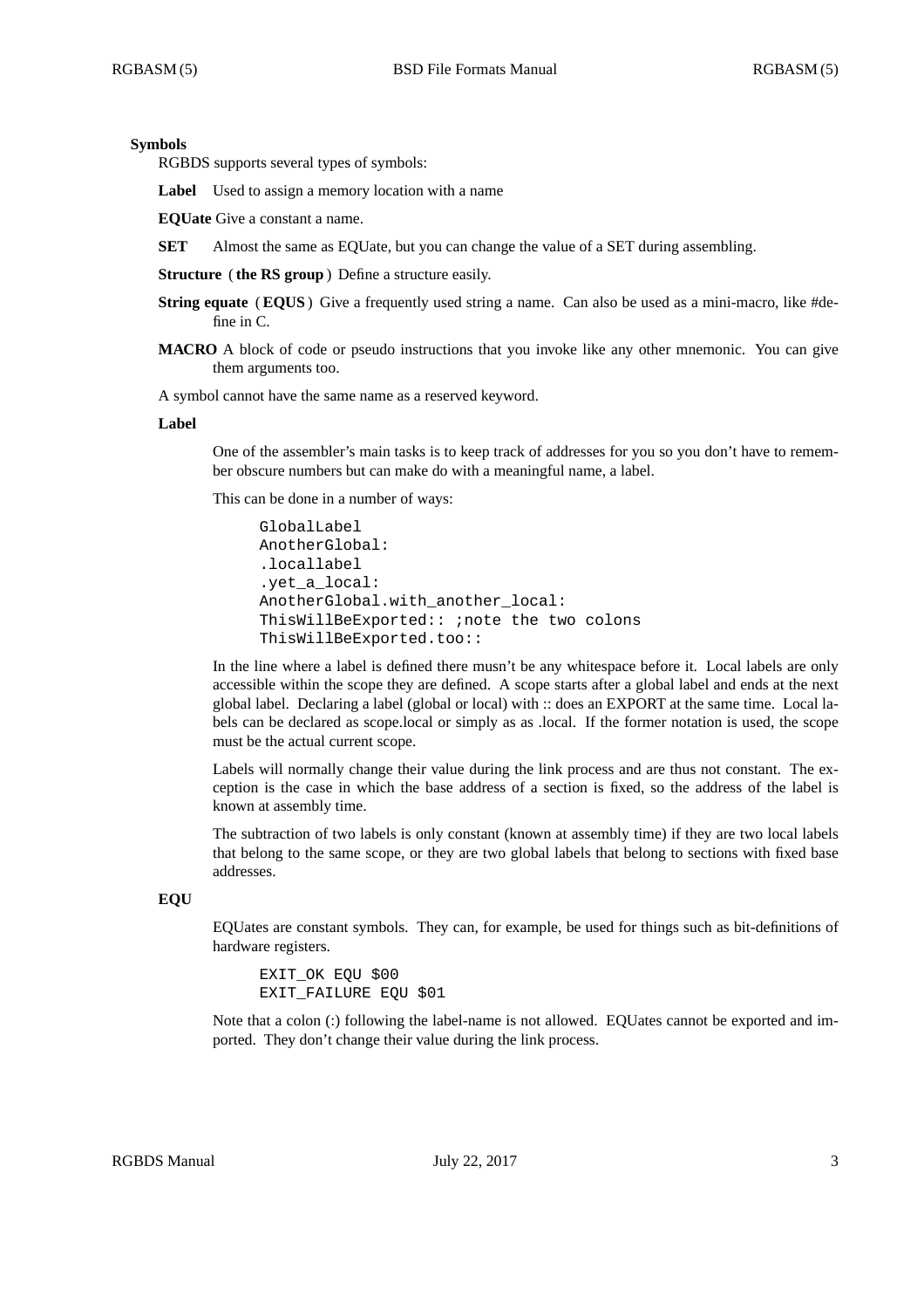### Symbols

RGBDS supports several types of symbols:

**Label** Used to assign a memory location with a name

**EQUate** Give a constant a name.

**SET** Almost the same as EQUate, but you can change the value of a SET during assembling.

**Structure** ( **the RS group** ) Define a structure easily.

**String equate** ( **EQUS** ) Give a frequently used string a name. Can also be used as a mini-macro, like #define in C.

**MACRO** A block of code or pseudo instructions that you invoke like any other mnemonic. You can give them arguments too.

A symbol cannot have the same name as a reserved keyword.

#### Label

One of the assembler's main tasks is to keep track of addresses for you so you don't have to remember obscure numbers but can make do with a meaningful name, a label.

This can be done in a number of ways:

```
GlobalLabel
AnotherGlobal:
.locallabel
.yet_a_local:
AnotherGlobal.with_another_local:
ThisWillBeExported:: ;note the two colons
ThisWillBeExported.too::
```

In the line where a label is defined there musn't be any whitespace before it. Local labels are only accessible within the scope they are defined. A scope starts after a global label and ends at the next global label. Declaring a label (global or local) with :: does an EXPORT at the same time. Local labels can be declared as scope.local or simply as as .local. If the former notation is used, the scope must be the actual current scope.

Labels will normally change their value during the link process and are thus not constant. The exception is the case in which the base address of a section is fixed, so the address of the label is known at assembly time.

The subtraction of two labels is only constant (known at assembly time) if they are two local labels that belong to the same scope, or they are two global labels that belong to sections with fixed base addresses.

#### EQU

EQUates are constant symbols. They can, for example, be used for things such as bit-definitions of hardware registers.

```
EXIT_OK EQU $00
EXIT_FAILURE EQU $01
```

Note that a colon (:) following the label-name is not allowed. EQUates cannot be exported and imported. They don't change their value during the link process.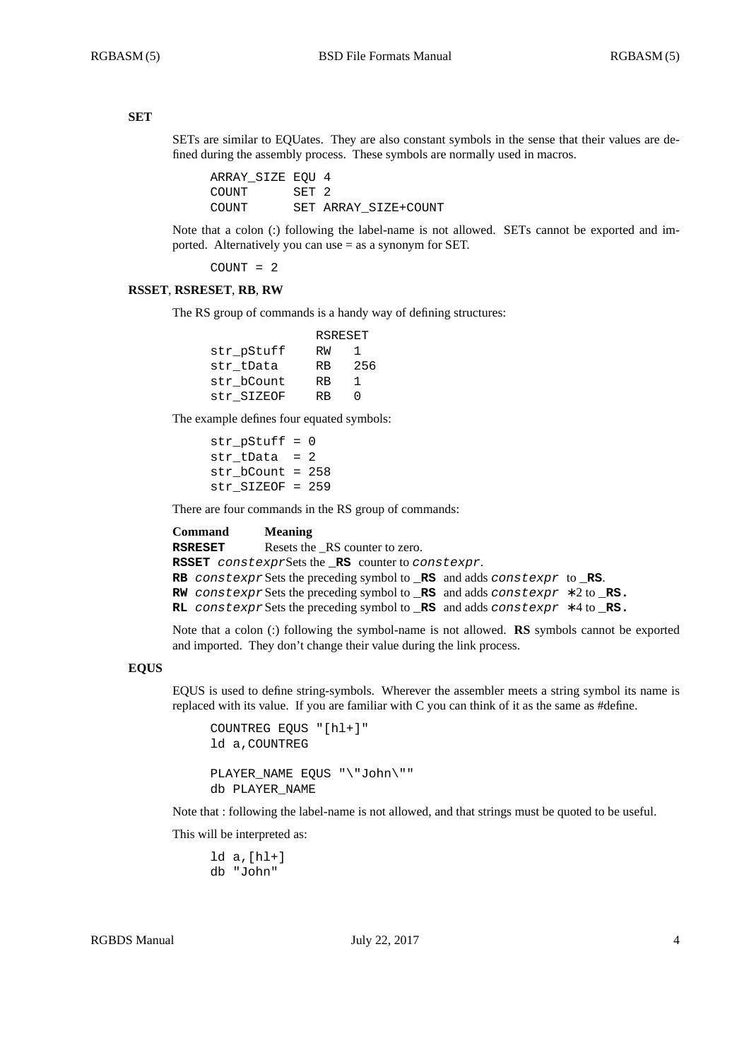### SET

SETs are similar to EQUates. They are also constant symbols in the sense that their values are defined during the assembly process. These symbols are normally used in macros.

```
ARRAY_SIZE EQU 4
COUNT      SET 2
COUNT      SET ARRAY_SIZE+COUNT
```

Note that a colon (:) following the label-name is not allowed. SETs cannot be exported and imported. Alternatively you can use = as a synonym for SET.

```
COUNT = 2
```

### RSSET, RSRESET, RB, RW

The RS group of commands is a handy way of defining structures:

```
              RSRESET
str_pStuff    RW   1
str_tData     RB   256
str_bCount    RB   1
str_SIZEOF    RB   0
```

The example defines four equated symbols:

```
str_pStuff = 0
str_tData  = 2
str_bCount = 258
str_SIZEOF = 259
```

There are four commands in the RS group of commands:

| Command | Meaning |
|---|---|
| **RSRESET** | Resets the _RS counter to zero. |
| **RSSET** *constexpr* | Sets the **_RS** counter to *constexpr*. |
| **RB** *constexpr* | Sets the preceding symbol to **_RS** and adds *constexpr* to **_RS**. |
| **RW** *constexpr* | Sets the preceding symbol to **_RS** and adds *constexpr* ∗2 to **_RS.** |
| **RL** *constexpr* | Sets the preceding symbol to **_RS** and adds *constexpr* ∗4 to **_RS.** |

Note that a colon (:) following the symbol-name is not allowed. **RS** symbols cannot be exported and imported. They don't change their value during the link process.

### EQUS

EQUS is used to define string-symbols. Wherever the assembler meets a string symbol its name is replaced with its value. If you are familiar with C you can think of it as the same as #define.

```
COUNTREG EQUS "[hl+]"
ld a,COUNTREG

PLAYER_NAME EQUS "\"John\""
db PLAYER_NAME
```

Note that : following the label-name is not allowed, and that strings must be quoted to be useful.

This will be interpreted as:

```
ld a,[hl+]
db "John"
```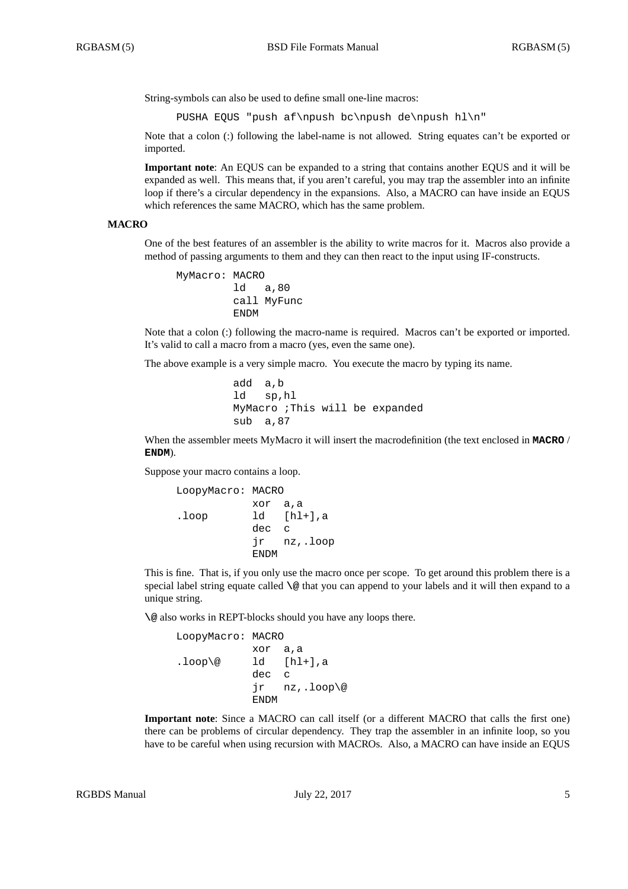String-symbols can also be used to define small one-line macros:

```
PUSHA EQUS "push af\npush bc\npush de\npush hl\n"
```

Note that a colon (:) following the label-name is not allowed. String equates can't be exported or imported.

**Important note**: An EQUS can be expanded to a string that contains another EQUS and it will be expanded as well. This means that, if you aren't careful, you may trap the assembler into an infinite loop if there's a circular dependency in the expansions. Also, a MACRO can have inside an EQUS which references the same MACRO, which has the same problem.

### MACRO

One of the best features of an assembler is the ability to write macros for it. Macros also provide a method of passing arguments to them and they can then react to the input using IF-constructs.

```
MyMacro: MACRO
         ld   a,80
         call MyFunc
         ENDM
```

Note that a colon (:) following the macro-name is required. Macros can't be exported or imported. It's valid to call a macro from a macro (yes, even the same one).

The above example is a very simple macro. You execute the macro by typing its name.

```
         add  a,b
         ld   sp,hl
         MyMacro ;This will be expanded
         sub  a,87
```

When the assembler meets MyMacro it will insert the macrodefinition (the text enclosed in **MACRO** / **ENDM**).

Suppose your macro contains a loop.

```
LoopyMacro: MACRO
            xor  a,a
.loop       ld   [hl+],a
            dec  c
            jr   nz,.loop
            ENDM
```

This is fine. That is, if you only use the macro once per scope. To get around this problem there is a special label string equate called **\@** that you can append to your labels and it will then expand to a unique string.

**\@** also works in REPT-blocks should you have any loops there.

```
LoopyMacro: MACRO
            xor  a,a
.loop\@     ld   [hl+],a
            dec  c
            jr   nz,.loop\@
            ENDM
```

**Important note**: Since a MACRO can call itself (or a different MACRO that calls the first one) there can be problems of circular dependency. They trap the assembler in an infinite loop, so you have to be careful when using recursion with MACROs. Also, a MACRO can have inside an EQUS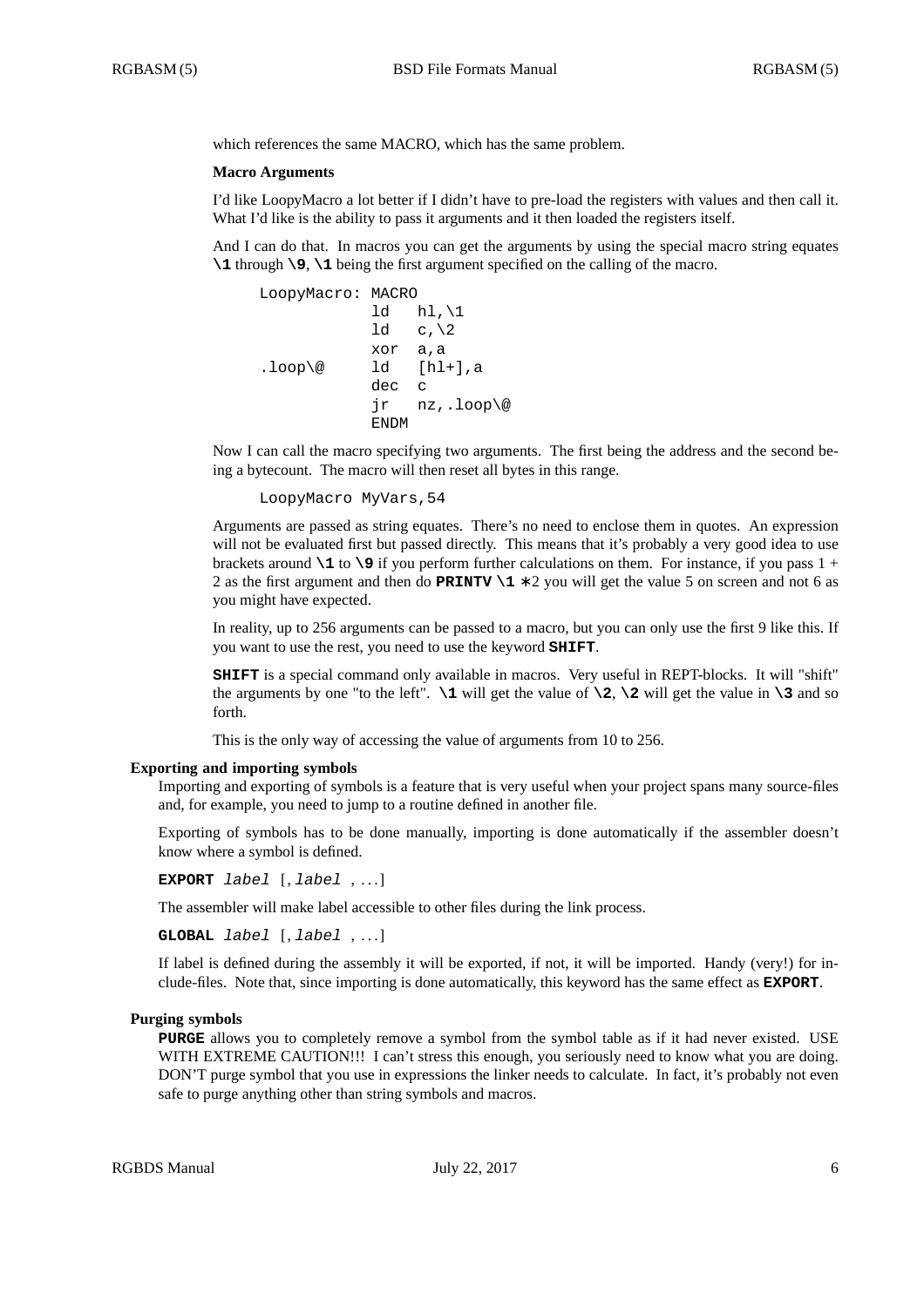which references the same MACRO, which has the same problem.

#### Macro Arguments

I'd like LoopyMacro a lot better if I didn't have to pre-load the registers with values and then call it. What I'd like is the ability to pass it arguments and it then loaded the registers itself.

And I can do that. In macros you can get the arguments by using the special macro string equates **\1** through **\9**, **\1** being the first argument specified on the calling of the macro.

```
LoopyMacro: MACRO
            ld   hl,\1
            ld   c,\2
            xor  a,a
.loop\@     ld   [hl+],a
            dec  c
            jr   nz,.loop\@
            ENDM
```

Now I can call the macro specifying two arguments. The first being the address and the second being a bytecount. The macro will then reset all bytes in this range.

```
LoopyMacro MyVars,54
```

Arguments are passed as string equates. There's no need to enclose them in quotes. An expression will not be evaluated first but passed directly. This means that it's probably a very good idea to use brackets around **\1** to **\9** if you perform further calculations on them. For instance, if you pass 1 + 2 as the first argument and then do **PRINTV \1 ***2 you will get the value 5 on screen and not 6 as you might have expected.

In reality, up to 256 arguments can be passed to a macro, but you can only use the first 9 like this. If you want to use the rest, you need to use the keyword **SHIFT**.

**SHIFT** is a special command only available in macros. Very useful in REPT-blocks. It will "shift" the arguments by one "to the left". **\1** will get the value of **\2**, **\2** will get the value in **\3** and so forth.

This is the only way of accessing the value of arguments from 10 to 256.

### Exporting and importing symbols

Importing and exporting of symbols is a feature that is very useful when your project spans many source-files and, for example, you need to jump to a routine defined in another file.

Exporting of symbols has to be done manually, importing is done automatically if the assembler doesn't know where a symbol is defined.

**EXPORT** *label* [, *label* , ...]

The assembler will make label accessible to other files during the link process.

**GLOBAL** *label* [, *label* , ...]

If label is defined during the assembly it will be exported, if not, it will be imported. Handy (very!) for include-files. Note that, since importing is done automatically, this keyword has the same effect as **EXPORT**.

### Purging symbols

**PURGE** allows you to completely remove a symbol from the symbol table as if it had never existed. USE WITH EXTREME CAUTION!!! I can't stress this enough, you seriously need to know what you are doing. DON'T purge symbol that you use in expressions the linker needs to calculate. In fact, it's probably not even safe to purge anything other than string symbols and macros.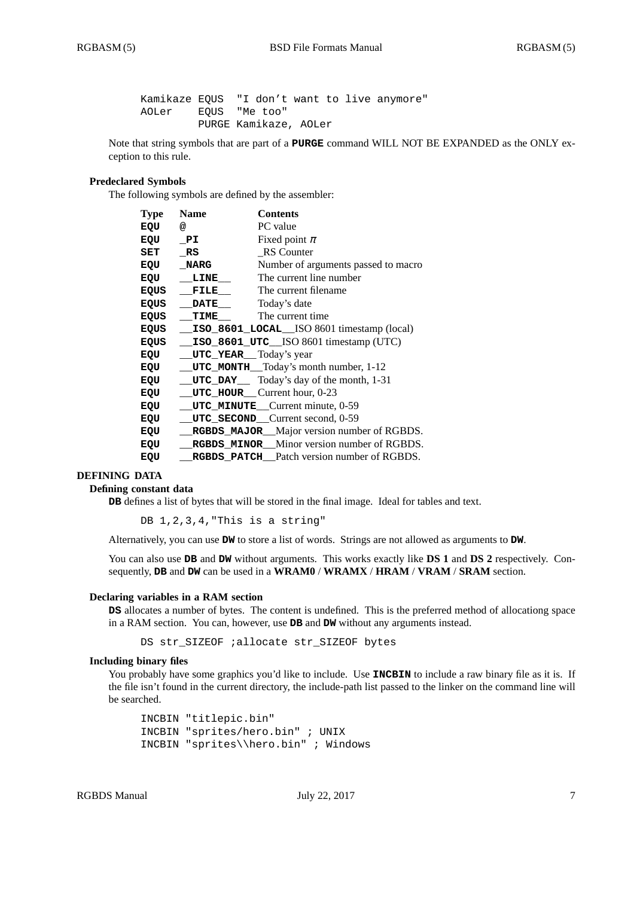```
Kamikaze EQUS  "I don't want to live anymore"
AOLer    EQUS  "Me too"
         PURGE Kamikaze, AOLer
```

Note that string symbols that are part of a **PURGE** command WILL NOT BE EXPANDED as the ONLY exception to this rule.

### Predeclared Symbols

The following symbols are defined by the assembler:

| Type | Name | Contents |
|---|---|---|
| **EQU** | **@** | PC value |
| **EQU** | **_PI** | Fixed point $\pi$ |
| **SET** | **_RS** | _RS Counter |
| **EQU** | **_NARG** | Number of arguments passed to macro |
| **EQU** | **__LINE__** | The current line number |
| **EQUS** | **__FILE__** | The current filename |
| **EQUS** | **__DATE__** | Today's date |
| **EQUS** | **__TIME__** | The current time |
| **EQUS** | **__ISO_8601_LOCAL__** | ISO 8601 timestamp (local) |
| **EQUS** | **__ISO_8601_UTC__** | ISO 8601 timestamp (UTC) |
| **EQU** | **__UTC_YEAR__** | Today's year |
| **EQU** | **__UTC_MONTH__** | Today's month number, 1-12 |
| **EQU** | **__UTC_DAY__** | Today's day of the month, 1-31 |
| **EQU** | **__UTC_HOUR__** | Current hour, 0-23 |
| **EQU** | **__UTC_MINUTE__** | Current minute, 0-59 |
| **EQU** | **__UTC_SECOND__** | Current second, 0-59 |
| **EQU** | **__RGBDS_MAJOR__** | Major version number of RGBDS. |
| **EQU** | **__RGBDS_MINOR__** | Minor version number of RGBDS. |
| **EQU** | **__RGBDS_PATCH__** | Patch version number of RGBDS. |

## DEFINING DATA

### Defining constant data

**DB** defines a list of bytes that will be stored in the final image. Ideal for tables and text.

```
DB 1,2,3,4,"This is a string"
```

Alternatively, you can use **DW** to store a list of words. Strings are not allowed as arguments to **DW**.

You can also use **DB** and **DW** without arguments. This works exactly like **DS 1** and **DS 2** respectively. Consequently, **DB** and **DW** can be used in a **WRAM0** / **WRAMX** / **HRAM** / **VRAM** / **SRAM** section.

### Declaring variables in a RAM section

**DS** allocates a number of bytes. The content is undefined. This is the preferred method of allocationg space in a RAM section. You can, however, use **DB** and **DW** without any arguments instead.

```
DS str_SIZEOF ;allocate str_SIZEOF bytes
```

### Including binary files

You probably have some graphics you'd like to include. Use **INCBIN** to include a raw binary file as it is. If the file isn't found in the current directory, the include-path list passed to the linker on the command line will be searched.

```
INCBIN "titlepic.bin"
INCBIN "sprites/hero.bin" ; UNIX
INCBIN "sprites\\hero.bin" ; Windows
```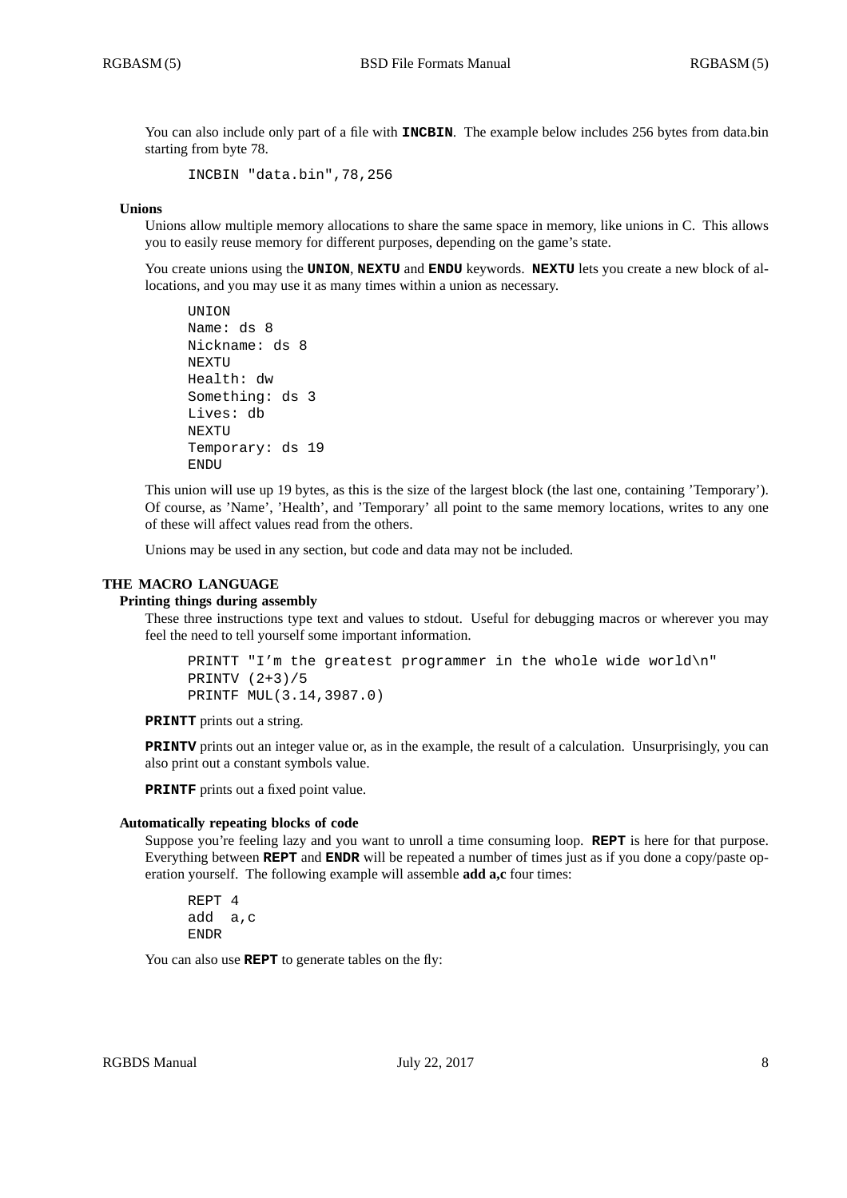You can also include only part of a file with **INCBIN**. The example below includes 256 bytes from data.bin starting from byte 78.

```
INCBIN "data.bin",78,256
```

### Unions

Unions allow multiple memory allocations to share the same space in memory, like unions in C. This allows you to easily reuse memory for different purposes, depending on the game's state.

You create unions using the **UNION**, **NEXTU** and **ENDU** keywords. **NEXTU** lets you create a new block of allocations, and you may use it as many times within a union as necessary.

```
UNION
Name: ds 8
Nickname: ds 8
NEXTU
Health: dw
Something: ds 3
Lives: db
NEXTU
Temporary: ds 19
ENDU
```

This union will use up 19 bytes, as this is the size of the largest block (the last one, containing 'Temporary'). Of course, as 'Name', 'Health', and 'Temporary' all point to the same memory locations, writes to any one of these will affect values read from the others.

Unions may be used in any section, but code and data may not be included.

## THE MACRO LANGUAGE

### Printing things during assembly

These three instructions type text and values to stdout. Useful for debugging macros or wherever you may feel the need to tell yourself some important information.

```
PRINTT "I'm the greatest programmer in the whole wide world\n"
PRINTV (2+3)/5
PRINTF MUL(3.14,3987.0)
```

**PRINTT** prints out a string.

**PRINTV** prints out an integer value or, as in the example, the result of a calculation. Unsurprisingly, you can also print out a constant symbols value.

**PRINTF** prints out a fixed point value.

### Automatically repeating blocks of code

Suppose you're feeling lazy and you want to unroll a time consuming loop. **REPT** is here for that purpose. Everything between **REPT** and **ENDR** will be repeated a number of times just as if you done a copy/paste operation yourself. The following example will assemble **add a,c** four times:

```
REPT 4
add  a,c
ENDR
```

You can also use **REPT** to generate tables on the fly: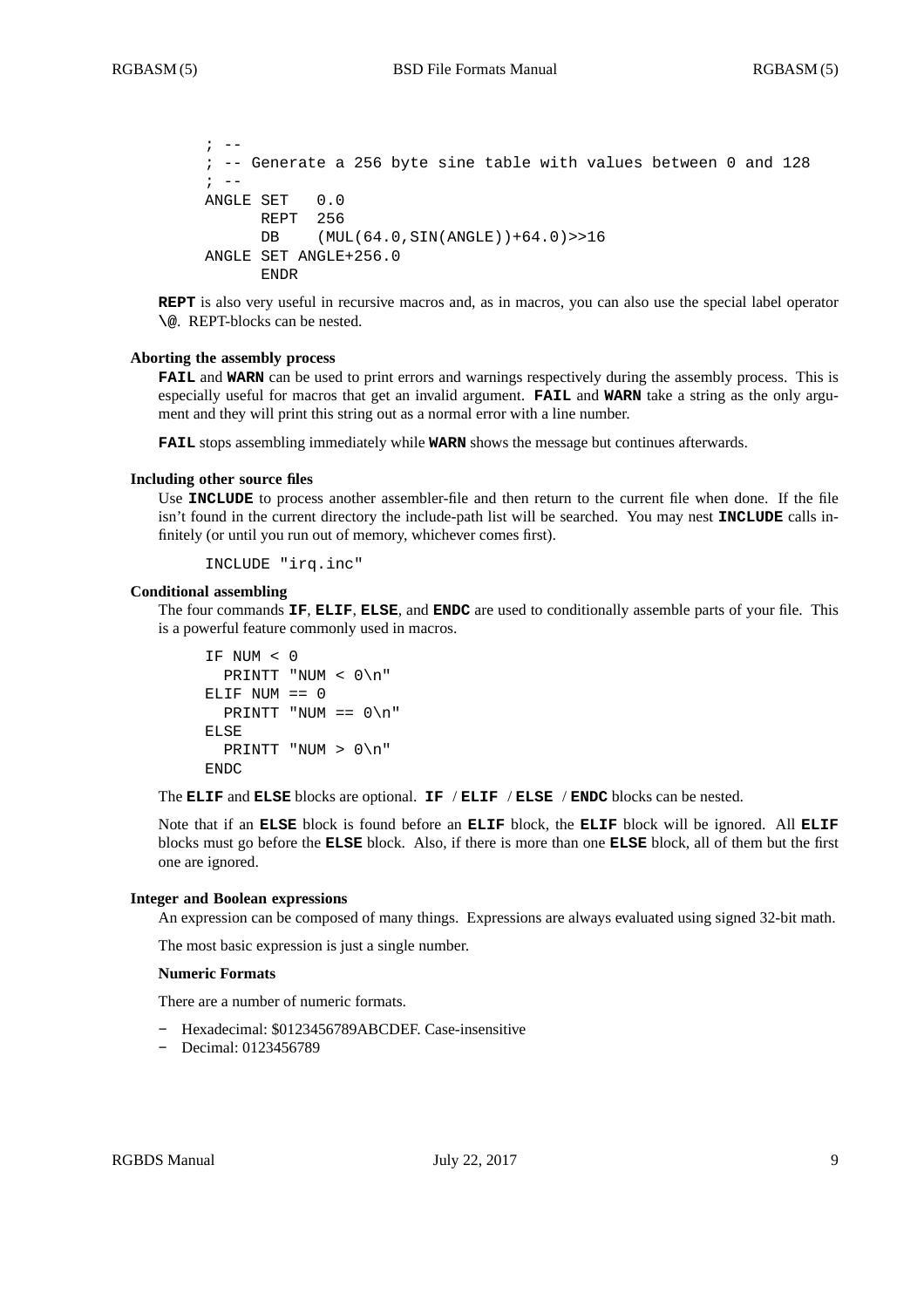```
; --
; -- Generate a 256 byte sine table with values between 0 and 128
; --
ANGLE SET   0.0
      REPT  256
      DB    (MUL(64.0,SIN(ANGLE))+64.0)>>16
ANGLE SET ANGLE+256.0
      ENDR
```

**REPT** is also very useful in recursive macros and, as in macros, you can also use the special label operator **\@**. REPT-blocks can be nested.

### Aborting the assembly process

**FAIL** and **WARN** can be used to print errors and warnings respectively during the assembly process. This is especially useful for macros that get an invalid argument. **FAIL** and **WARN** take a string as the only argument and they will print this string out as a normal error with a line number.

**FAIL** stops assembling immediately while **WARN** shows the message but continues afterwards.

### Including other source files

Use **INCLUDE** to process another assembler-file and then return to the current file when done. If the file isn't found in the current directory the include-path list will be searched. You may nest **INCLUDE** calls infinitely (or until you run out of memory, whichever comes first).

```
INCLUDE "irq.inc"
```

### Conditional assembling

The four commands **IF**, **ELIF**, **ELSE**, and **ENDC** are used to conditionally assemble parts of your file. This is a powerful feature commonly used in macros.

```
IF NUM < 0
  PRINTT "NUM < 0\n"
ELIF NUM == 0
  PRINTT "NUM == 0\n"
ELSE
  PRINTT "NUM > 0\n"
ENDC
```

The **ELIF** and **ELSE** blocks are optional. **IF** / **ELIF** / **ELSE** / **ENDC** blocks can be nested.

Note that if an **ELSE** block is found before an **ELIF** block, the **ELIF** block will be ignored. All **ELIF** blocks must go before the **ELSE** block. Also, if there is more than one **ELSE** block, all of them but the first one are ignored.

### Integer and Boolean expressions

An expression can be composed of many things. Expressions are always evaluated using signed 32-bit math.

The most basic expression is just a single number.

#### Numeric Formats

There are a number of numeric formats.

- Hexadecimal: $0123456789ABCDEF. Case-insensitive
- Decimal: 0123456789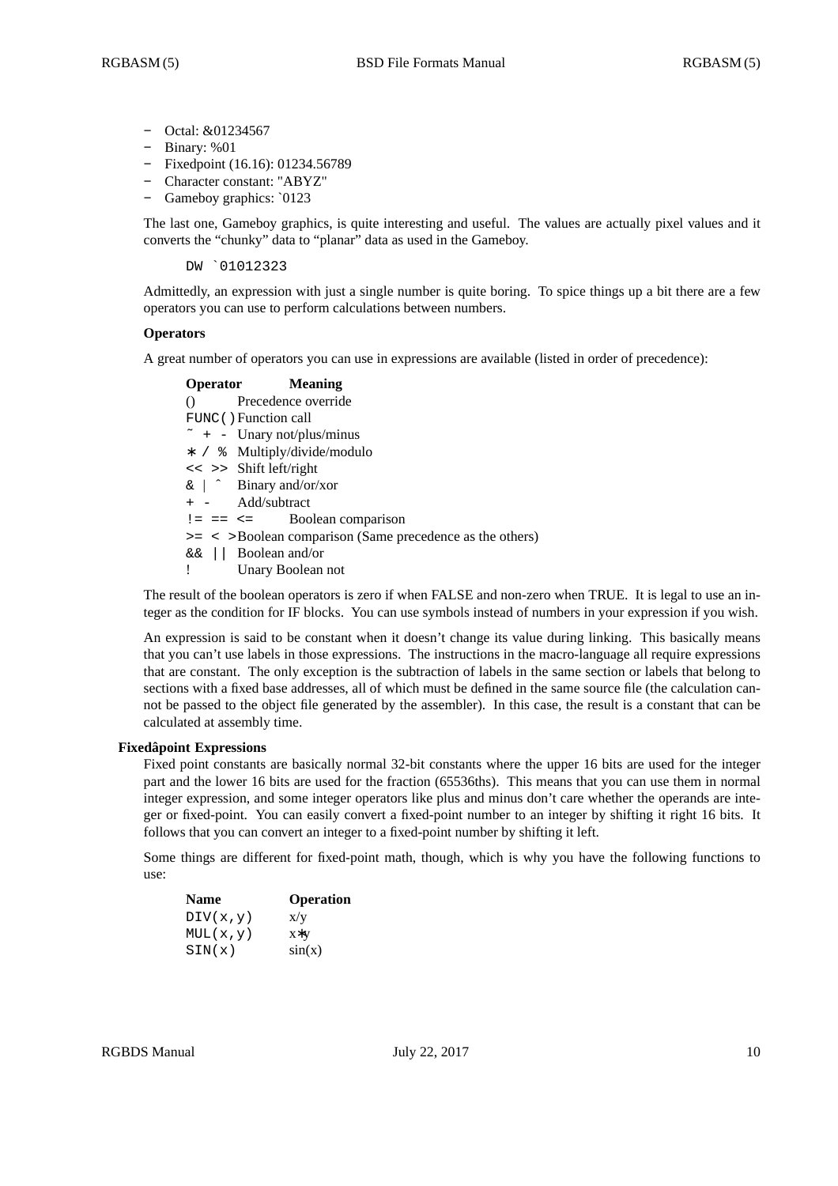- Octal: &01234567
- Binary: %01
- Fixedpoint (16.16): 01234.56789
- Character constant: "ABYZ"
- Gameboy graphics: \`0123

The last one, Gameboy graphics, is quite interesting and useful. The values are actually pixel values and it converts the "chunky" data to "planar" data as used in the Gameboy.

```
DW `01012323
```

Admittedly, an expression with just a single number is quite boring. To spice things up a bit there are a few operators you can use to perform calculations between numbers.

### Operators

A great number of operators you can use in expressions are available (listed in order of precedence):

| Operator | Meaning |
|---|---|
| `()` | Precedence override |
| `FUNC()` | Function call |
| `~ + -` | Unary not/plus/minus |
| `* / %` | Multiply/divide/modulo |
| `<< >>` | Shift left/right |
| `& \| ^` | Binary and/or/xor |
| `+ -` | Add/subtract |
| `!= == <=` | Boolean comparison |
| `>= < >` | Boolean comparison (Same precedence as the others) |
| `&& \|\|` | Boolean and/or |
| `!` | Unary Boolean not |

The result of the boolean operators is zero if when FALSE and non-zero when TRUE. It is legal to use an integer as the condition for IF blocks. You can use symbols instead of numbers in your expression if you wish.

An expression is said to be constant when it doesn't change its value during linking. This basically means that you can't use labels in those expressions. The instructions in the macro-language all require expressions that are constant. The only exception is the subtraction of labels in the same section or labels that belong to sections with a fixed base addresses, all of which must be defined in the same source file (the calculation cannot be passed to the object file generated by the assembler). In this case, the result is a constant that can be calculated at assembly time.

## Fixedâpoint Expressions

Fixed point constants are basically normal 32-bit constants where the upper 16 bits are used for the integer part and the lower 16 bits are used for the fraction (65536ths). This means that you can use them in normal integer expression, and some integer operators like plus and minus don't care whether the operands are integer or fixed-point. You can easily convert a fixed-point number to an integer by shifting it right 16 bits. It follows that you can convert an integer to a fixed-point number by shifting it left.

Some things are different for fixed-point math, though, which is why you have the following functions to use:

| Name | Operation |
|---|---|
| `DIV(x,y)` | x/y |
| `MUL(x,y)` | x*y |
| `SIN(x)` | sin(x) |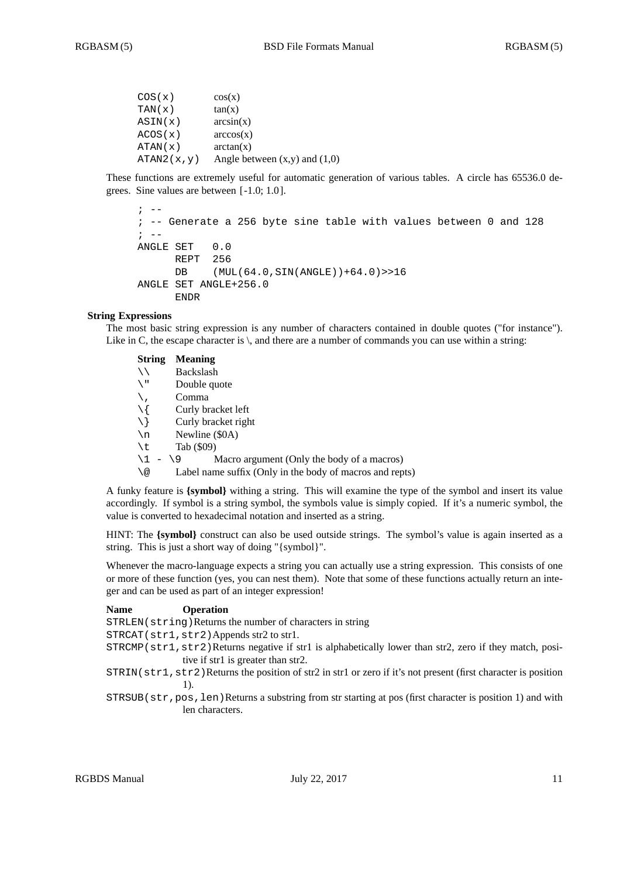| | |
|---|---|
| `COS(x)` | cos(x) |
| `TAN(x)` | tan(x) |
| `ASIN(x)` | arcsin(x) |
| `ACOS(x)` | arccos(x) |
| `ATAN(x)` | arctan(x) |
| `ATAN2(x,y)` | Angle between (x,y) and (1,0) |

These functions are extremely useful for automatic generation of various tables. A circle has 65536.0 degrees. Sine values are between [-1.0; 1.0].

```
; --
; -- Generate a 256 byte sine table with values between 0 and 128
; --
ANGLE SET   0.0
      REPT  256
      DB    (MUL(64.0,SIN(ANGLE))+64.0)>>16
ANGLE SET ANGLE+256.0
      ENDR
```

### String Expressions

The most basic string expression is any number of characters contained in double quotes ("for instance"). Like in C, the escape character is \, and there are a number of commands you can use within a string:

| String | Meaning |
|---|---|
| `\\` | Backslash |
| `\"` | Double quote |
| `\,` | Comma |
| `\{` | Curly bracket left |
| `\}` | Curly bracket right |
| `\n` | Newline ($0A) |
| `\t` | Tab ($09) |
| `\1 - \9` | Macro argument (Only the body of a macros) |
| `\@` | Label name suffix (Only in the body of macros and repts) |

A funky feature is **{symbol}** withing a string. This will examine the type of the symbol and insert its value accordingly. If symbol is a string symbol, the symbols value is simply copied. If it's a numeric symbol, the value is converted to hexadecimal notation and inserted as a string.

HINT: The **{symbol}** construct can also be used outside strings. The symbol's value is again inserted as a string. This is just a short way of doing "{symbol}".

Whenever the macro-language expects a string you can actually use a string expression. This consists of one or more of these function (yes, you can nest them). Note that some of these functions actually return an integer and can be used as part of an integer expression!

| Name | Operation |
|---|---|
| `STRLEN(string)` | Returns the number of characters in string |
| `STRCAT(str1,str2)` | Appends str2 to str1. |
| `STRCMP(str1,str2)` | Returns negative if str1 is alphabetically lower than str2, zero if they match, positive if str1 is greater than str2. |
| `STRIN(str1,str2)` | Returns the position of str2 in str1 or zero if it's not present (first character is position 1). |
| `STRSUB(str,pos,len)` | Returns a substring from str starting at pos (first character is position 1) and with len characters. |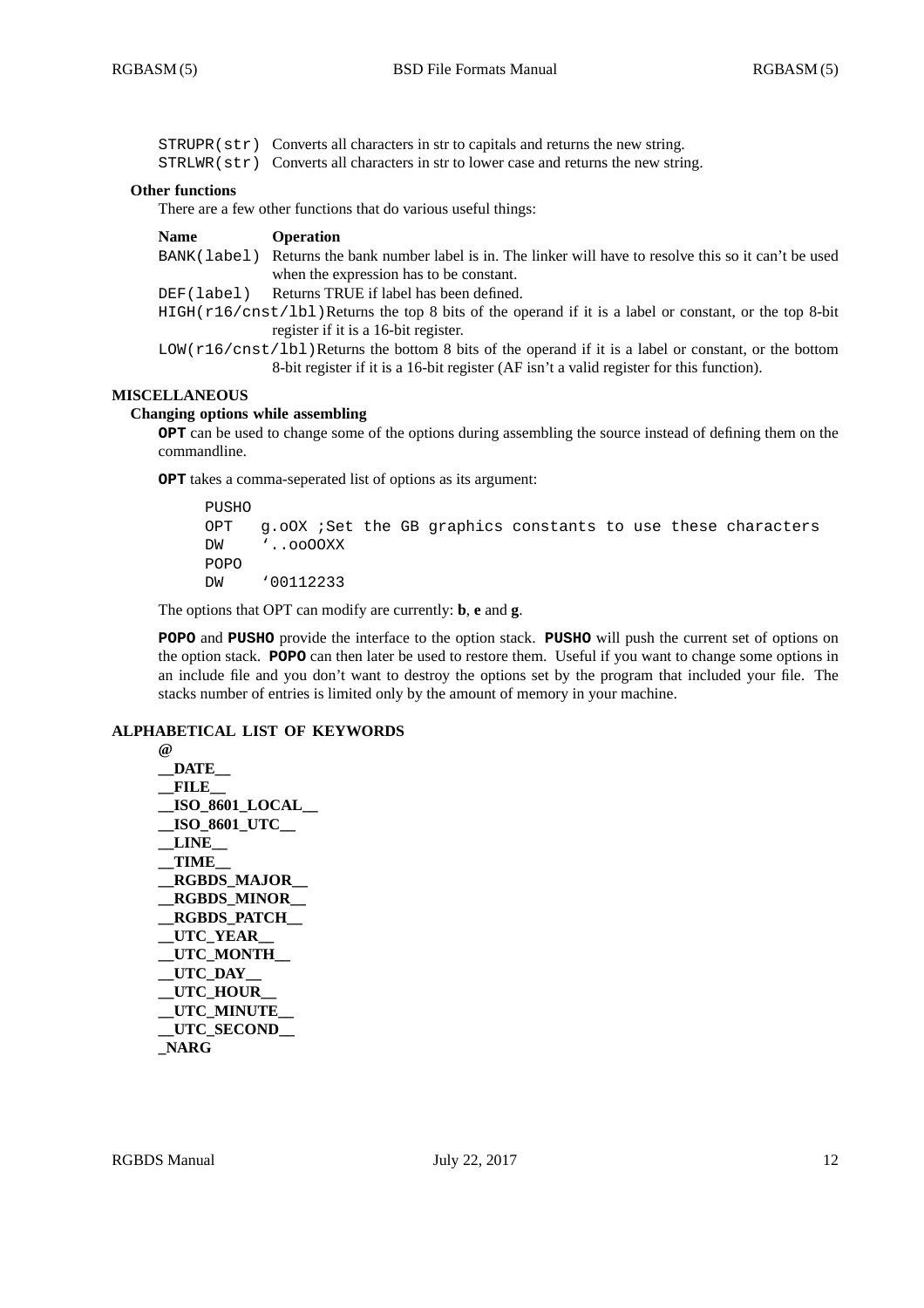| | |
|---|---|
| `STRUPR(str)` | Converts all characters in str to capitals and returns the new string. |
| `STRLWR(str)` | Converts all characters in str to lower case and returns the new string. |

### Other functions

There are a few other functions that do various useful things:

| Name | Operation |
|---|---|
| `BANK(label)` | Returns the bank number label is in. The linker will have to resolve this so it can't be used when the expression has to be constant. |
| `DEF(label)` | Returns TRUE if label has been defined. |
| `HIGH(r16/cnst/lbl)` | Returns the top 8 bits of the operand if it is a label or constant, or the top 8-bit register if it is a 16-bit register. |
| `LOW(r16/cnst/lbl)` | Returns the bottom 8 bits of the operand if it is a label or constant, or the bottom 8-bit register if it is a 16-bit register (AF isn't a valid register for this function). |

## MISCELLANEOUS

### Changing options while assembling

**OPT** can be used to change some of the options during assembling the source instead of defining them on the commandline.

**OPT** takes a comma-seperated list of options as its argument:

```
PUSHO
OPT   g.oOX ;Set the GB graphics constants to use these characters
DW    `..ooOOXX
POPO
DW    `00112233
```

The options that OPT can modify are currently: **b**, **e** and **g**.

**POPO** and **PUSHO** provide the interface to the option stack. **PUSHO** will push the current set of options on the option stack. **POPO** can then later be used to restore them. Useful if you want to change some options in an include file and you don't want to destroy the options set by the program that included your file. The stacks number of entries is limited only by the amount of memory in your machine.

## ALPHABETICAL LIST OF KEYWORDS

**@**
**__DATE__**
**__FILE__**
**__ISO_8601_LOCAL__**
**__ISO_8601_UTC__**
**__LINE__**
**__TIME__**
**__RGBDS_MAJOR__**
**__RGBDS_MINOR__**
**__RGBDS_PATCH__**
**__UTC_YEAR__**
**__UTC_MONTH__**
**__UTC_DAY__**
**__UTC_HOUR__**
**__UTC_MINUTE__**
**__UTC_SECOND__**
**_NARG**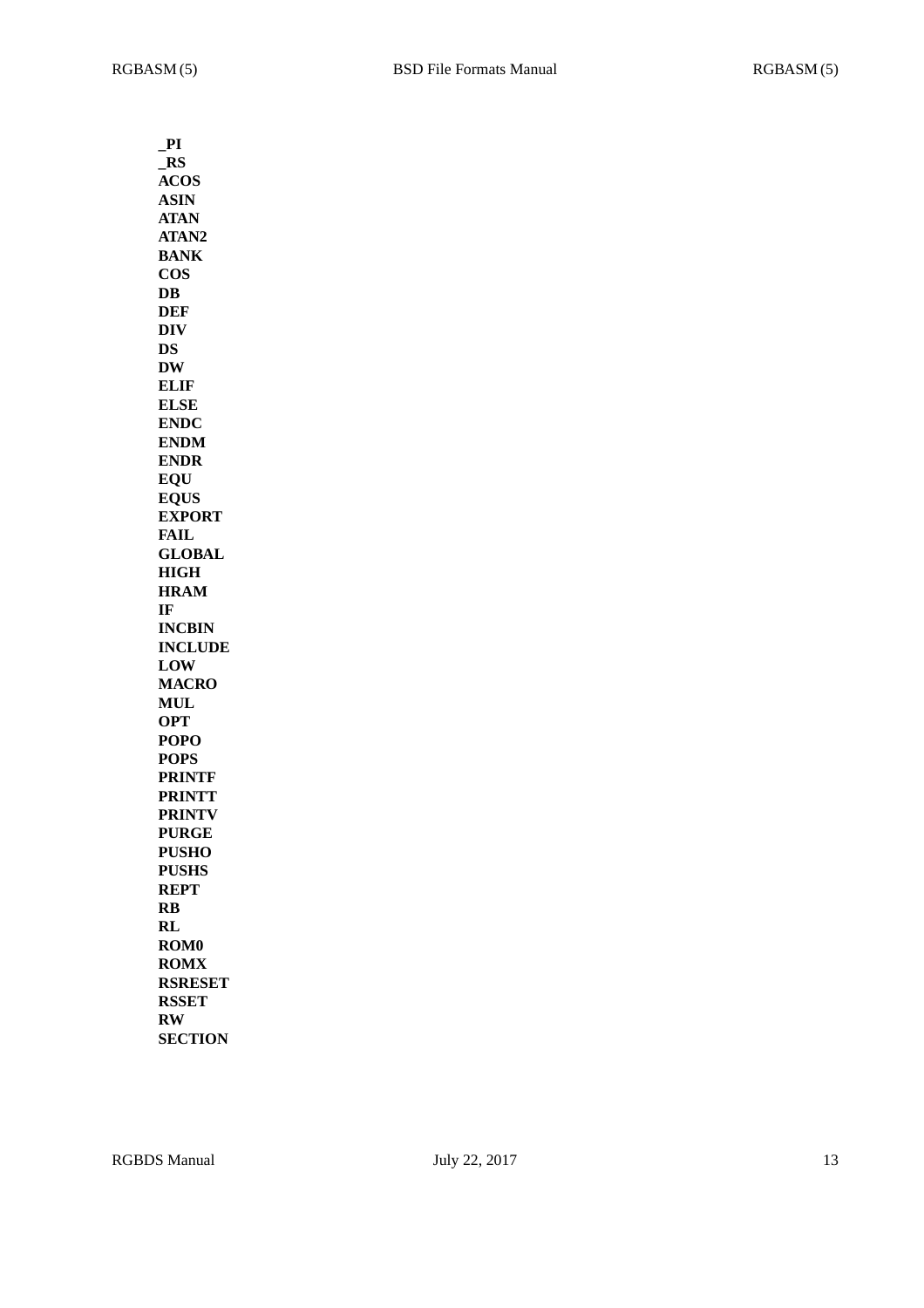**_PI**
**_RS**
**ACOS**
**ASIN**
**ATAN**
**ATAN2**
**BANK**
**COS**
**DB**
**DEF**
**DIV**
**DS**
**DW**
**ELIF**
**ELSE**
**ENDC**
**ENDM**
**ENDR**
**EQU**
**EQUS**
**EXPORT**
**FAIL**
**GLOBAL**
**HIGH**
**HRAM**
**IF**
**INCBIN**
**INCLUDE**
**LOW**
**MACRO**
**MUL**
**OPT**
**POPO**
**POPS**
**PRINTF**
**PRINTT**
**PRINTV**
**PURGE**
**PUSHO**
**PUSHS**
**REPT**
**RB**
**RL**
**ROM0**
**ROMX**
**RSRESET**
**RSSET**
**RW**
**SECTION**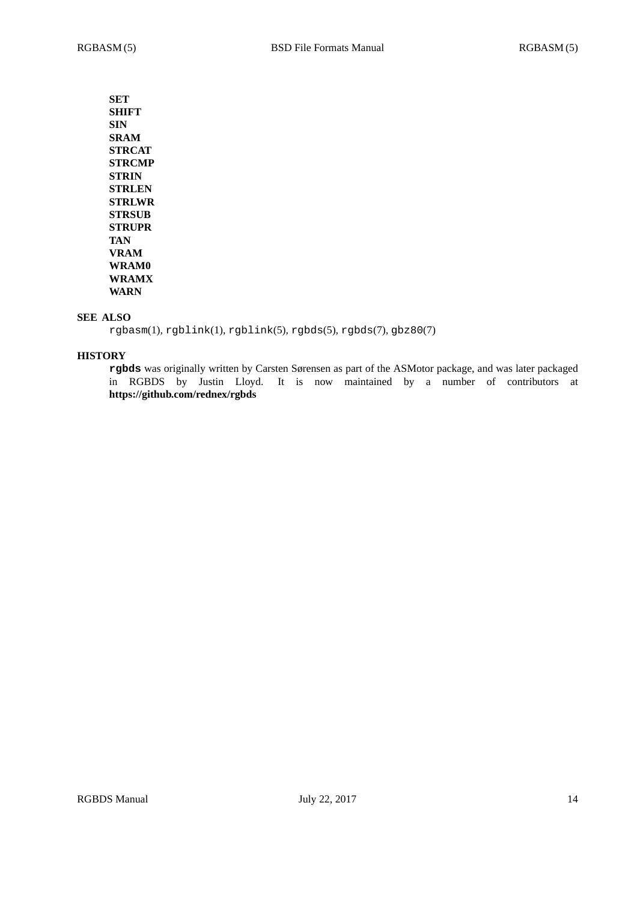**SET**
**SHIFT**
**SIN**
**SRAM**
**STRCAT**
**STRCMP**
**STRIN**
**STRLEN**
**STRLWR**
**STRSUB**
**STRUPR**
**TAN**
**VRAM**
**WRAM0**
**WRAMX**
**WARN**

## SEE ALSO

`rgbasm`(1), `rgblink`(1), `rgblink`(5), `rgbds`(5), `rgbds`(7), `gbz80`(7)

## HISTORY

**`rgbds`** was originally written by Carsten Sørensen as part of the ASMotor package, and was later packaged in RGBDS by Justin Lloyd. It is now maintained by a number of contributors at **https://github.com/rednex/rgbds**